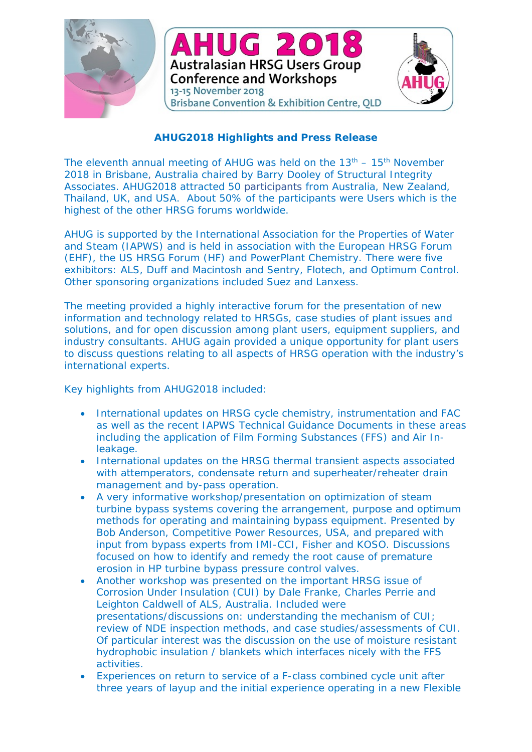AHUG 2018
Australasian HRSG Users Group
Conference and Workshops
13-15 November 2018
Brisbane Convention & Exhibition Centre, QLD

## AHUG2018 Highlights and Press Release

The eleventh annual meeting of AHUG was held on the 13th – 15th November 2018 in Brisbane, Australia chaired by Barry Dooley of Structural Integrity Associates. AHUG2018 attracted 50 participants from Australia, New Zealand, Thailand, UK, and USA. About 50% of the participants were Users which is the highest of the other HRSG forums worldwide.

AHUG is supported by the International Association for the Properties of Water and Steam (IAPWS) and is held in association with the European HRSG Forum (EHF), the US HRSG Forum (HF) and PowerPlant Chemistry. There were five exhibitors: ALS, Duff and Macintosh and Sentry, Flotech, and Optimum Control. Other sponsoring organizations included Suez and Lanxess.

The meeting provided a highly interactive forum for the presentation of new information and technology related to HRSGs, case studies of plant issues and solutions, and for open discussion among plant users, equipment suppliers, and industry consultants. AHUG again provided a unique opportunity for plant users to discuss questions relating to all aspects of HRSG operation with the industry's international experts.

Key highlights from AHUG2018 included:

- International updates on HRSG cycle chemistry, instrumentation and FAC as well as the recent IAPWS Technical Guidance Documents in these areas including the application of Film Forming Substances (FFS) and Air In-leakage.
- International updates on the HRSG thermal transient aspects associated with attemperators, condensate return and superheater/reheater drain management and by-pass operation.
- A very informative workshop/presentation on optimization of steam turbine bypass systems covering the arrangement, purpose and optimum methods for operating and maintaining bypass equipment. Presented by Bob Anderson, Competitive Power Resources, USA, and prepared with input from bypass experts from IMI-CCI, Fisher and KOSO. Discussions focused on how to identify and remedy the root cause of premature erosion in HP turbine bypass pressure control valves.
- Another workshop was presented on the important HRSG issue of Corrosion Under Insulation (CUI) by Dale Franke, Charles Perrie and Leighton Caldwell of ALS, Australia. Included were presentations/discussions on: understanding the mechanism of CUI; review of NDE inspection methods, and case studies/assessments of CUI. Of particular interest was the discussion on the use of moisture resistant hydrophobic insulation / blankets which interfaces nicely with the FFS activities.
- Experiences on return to service of a F-class combined cycle unit after three years of layup and the initial experience operating in a new Flexible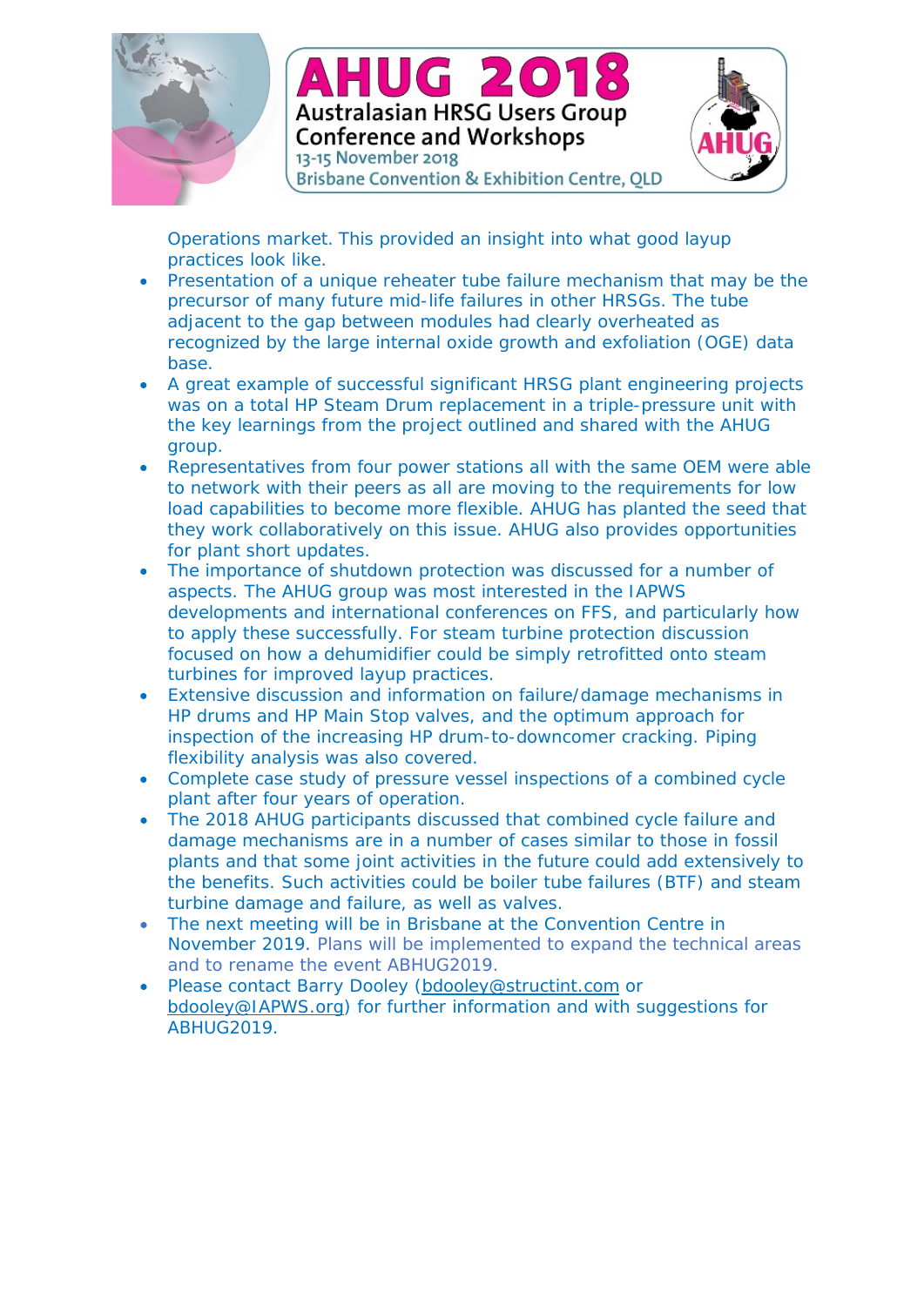Operations market. This provided an insight into what good layup practices look like.

- Presentation of a unique reheater tube failure mechanism that may be the precursor of many future mid-life failures in other HRSGs. The tube adjacent to the gap between modules had clearly overheated as recognized by the large internal oxide growth and exfoliation (OGE) data base.
- A great example of successful significant HRSG plant engineering projects was on a total HP Steam Drum replacement in a triple-pressure unit with the key learnings from the project outlined and shared with the AHUG group.
- Representatives from four power stations all with the same OEM were able to network with their peers as all are moving to the requirements for low load capabilities to become more flexible. AHUG has planted the seed that they work collaboratively on this issue. AHUG also provides opportunities for plant short updates.
- The importance of shutdown protection was discussed for a number of aspects. The AHUG group was most interested in the IAPWS developments and international conferences on FFS, and particularly how to apply these successfully. For steam turbine protection discussion focused on how a dehumidifier could be simply retrofitted onto steam turbines for improved layup practices.
- Extensive discussion and information on failure/damage mechanisms in HP drums and HP Main Stop valves, and the optimum approach for inspection of the increasing HP drum-to-downcomer cracking. Piping flexibility analysis was also covered.
- Complete case study of pressure vessel inspections of a combined cycle plant after four years of operation.
- The 2018 AHUG participants discussed that combined cycle failure and damage mechanisms are in a number of cases similar to those in fossil plants and that some joint activities in the future could add extensively to the benefits. Such activities could be boiler tube failures (BTF) and steam turbine damage and failure, as well as valves.
- The next meeting will be in Brisbane at the Convention Centre in November 2019. Plans will be implemented to expand the technical areas and to rename the event ABHUG2019.
- Please contact Barry Dooley (bdooley@structint.com or bdooley@IAPWS.org) for further information and with suggestions for ABHUG2019.